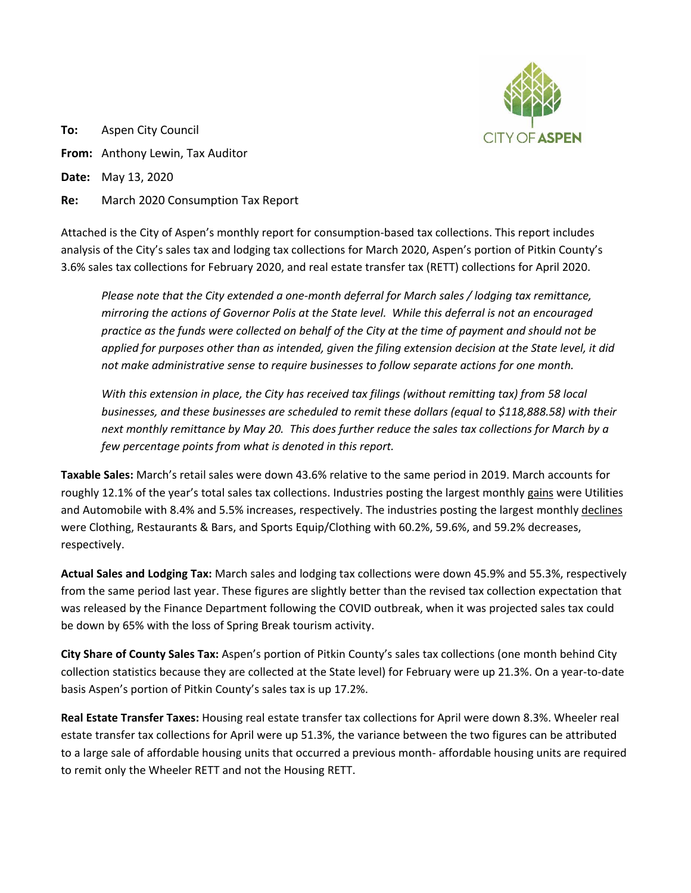**To:** Aspen City Council

**From:** Anthony Lewin, Tax Auditor

**Date:** May 13, 2020

**Re:** March 2020 Consumption Tax Report

Attached is the City of Aspen's monthly report for consumption-based tax collections. This report includes analysis of the City's sales tax and lodging tax collections for March 2020, Aspen's portion of Pitkin County's 3.6% sales tax collections for February 2020, and real estate transfer tax (RETT) collections for April 2020.

> *Please note that the City extended a one-month deferral for March sales / lodging tax remittance, mirroring the actions of Governor Polis at the State level. While this deferral is not an encouraged practice as the funds were collected on behalf of the City at the time of payment and should not be applied for purposes other than as intended, given the filing extension decision at the State level, it did not make administrative sense to require businesses to follow separate actions for one month.*
>
> *With this extension in place, the City has received tax filings (without remitting tax) from 58 local businesses, and these businesses are scheduled to remit these dollars (equal to $118,888.58) with their next monthly remittance by May 20. This does further reduce the sales tax collections for March by a few percentage points from what is denoted in this report.*

**Taxable Sales:** March's retail sales were down 43.6% relative to the same period in 2019. March accounts for roughly 12.1% of the year's total sales tax collections. Industries posting the largest monthly gains were Utilities and Automobile with 8.4% and 5.5% increases, respectively. The industries posting the largest monthly declines were Clothing, Restaurants & Bars, and Sports Equip/Clothing with 60.2%, 59.6%, and 59.2% decreases, respectively.

**Actual Sales and Lodging Tax:** March sales and lodging tax collections were down 45.9% and 55.3%, respectively from the same period last year. These figures are slightly better than the revised tax collection expectation that was released by the Finance Department following the COVID outbreak, when it was projected sales tax could be down by 65% with the loss of Spring Break tourism activity.

**City Share of County Sales Tax:** Aspen's portion of Pitkin County's sales tax collections (one month behind City collection statistics because they are collected at the State level) for February were up 21.3%. On a year-to-date basis Aspen's portion of Pitkin County's sales tax is up 17.2%.

**Real Estate Transfer Taxes:** Housing real estate transfer tax collections for April were down 8.3%. Wheeler real estate transfer tax collections for April were up 51.3%, the variance between the two figures can be attributed to a large sale of affordable housing units that occurred a previous month- affordable housing units are required to remit only the Wheeler RETT and not the Housing RETT.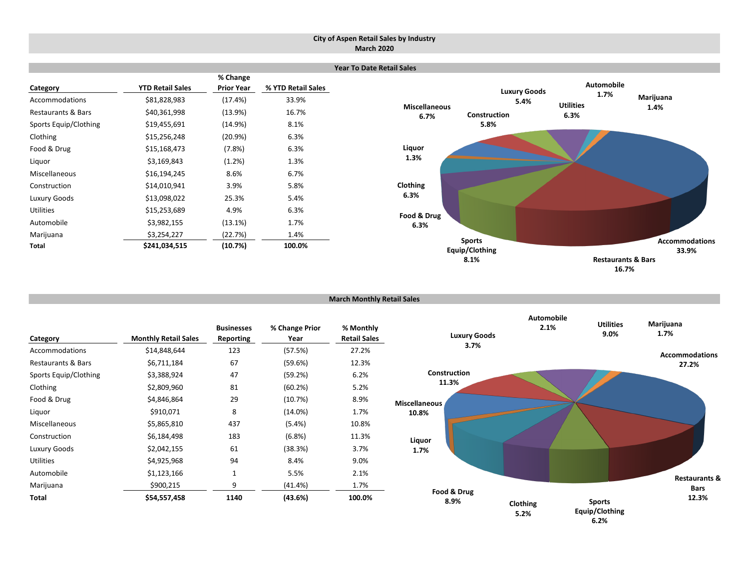# City of Aspen Retail Sales by Industry
## March 2020

### Year To Date Retail Sales

| Category | YTD Retail Sales | % Change Prior Year | % YTD Retail Sales |
|---|---|---|---|
| Accommodations | $81,828,983 | (17.4%) | 33.9% |
| Restaurants & Bars | $40,361,998 | (13.9%) | 16.7% |
| Sports Equip/Clothing | $19,455,691 | (14.9%) | 8.1% |
| Clothing | $15,256,248 | (20.9%) | 6.3% |
| Food & Drug | $15,168,473 | (7.8%) | 6.3% |
| Liquor | $3,169,843 | (1.2%) | 1.3% |
| Miscellaneous | $16,194,245 | 8.6% | 6.7% |
| Construction | $14,010,941 | 3.9% | 5.8% |
| Luxury Goods | $13,098,022 | 25.3% | 5.4% |
| Utilities | $15,253,689 | 4.9% | 6.3% |
| Automobile | $3,982,155 | (13.1%) | 1.7% |
| Marijuana | $3,254,227 | (22.7%) | 1.4% |
| **Total** | **$241,034,515** | **(10.7%)** | **100.0%** |

### March Monthly Retail Sales

| Category | Monthly Retail Sales | Businesses Reporting | % Change Prior Year | % Monthly Retail Sales |
|---|---|---|---|---|
| Accommodations | $14,848,644 | 123 | (57.5%) | 27.2% |
| Restaurants & Bars | $6,711,184 | 67 | (59.6%) | 12.3% |
| Sports Equip/Clothing | $3,388,924 | 47 | (59.2%) | 6.2% |
| Clothing | $2,809,960 | 81 | (60.2%) | 5.2% |
| Food & Drug | $4,846,864 | 29 | (10.7%) | 8.9% |
| Liquor | $910,071 | 8 | (14.0%) | 1.7% |
| Miscellaneous | $5,865,810 | 437 | (5.4%) | 10.8% |
| Construction | $6,184,498 | 183 | (6.8%) | 11.3% |
| Luxury Goods | $2,042,155 | 61 | (38.3%) | 3.7% |
| Utilities | $4,925,968 | 94 | 8.4% | 9.0% |
| Automobile | $1,123,166 | 1 | 5.5% | 2.1% |
| Marijuana | $900,215 | 9 | (41.4%) | 1.7% |
| **Total** | **$54,557,458** | **1140** | **(43.6%)** | **100.0%** |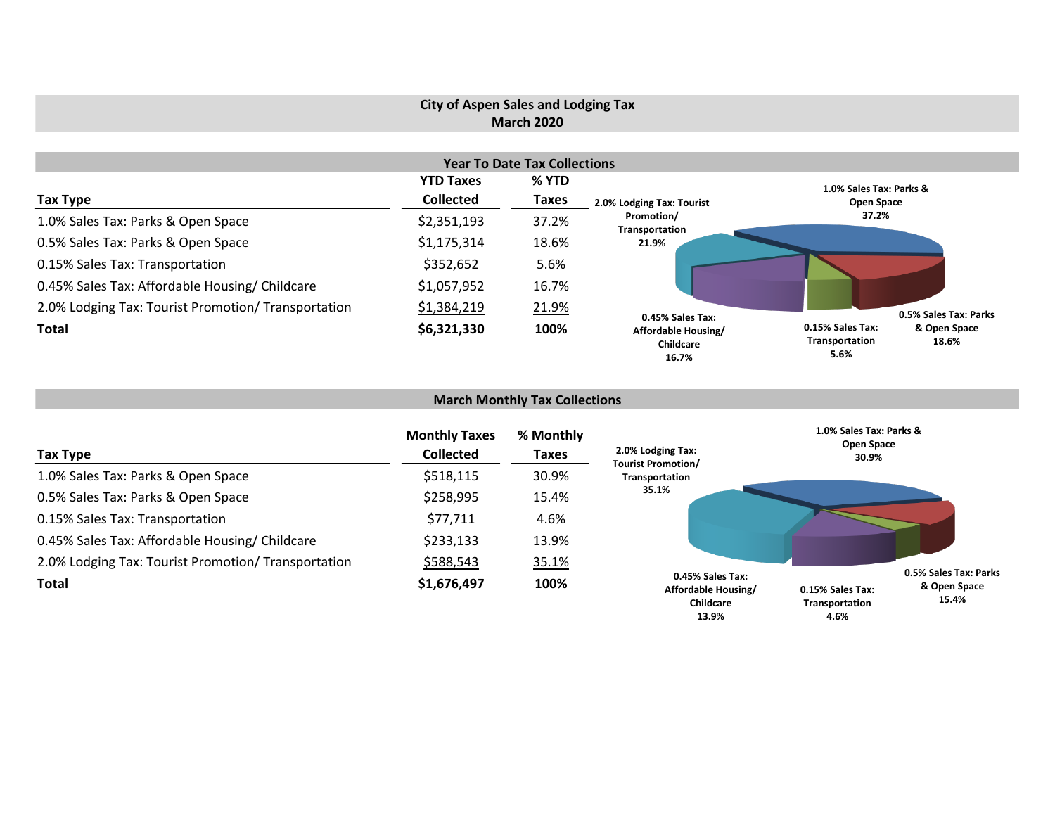# City of Aspen Sales and Lodging Tax
## March 2020

### Year To Date Tax Collections

| Tax Type | YTD Taxes Collected | % YTD Taxes |
|---|---|---|
| 1.0% Sales Tax: Parks & Open Space | $2,351,193 | 37.2% |
| 0.5% Sales Tax: Parks & Open Space | $1,175,314 | 18.6% |
| 0.15% Sales Tax: Transportation | $352,652 | 5.6% |
| 0.45% Sales Tax: Affordable Housing/ Childcare | $1,057,952 | 16.7% |
| 2.0% Lodging Tax: Tourist Promotion/ Transportation | $1,384,219 | 21.9% |
| **Total** | **$6,321,330** | **100%** |

1.0% Sales Tax: Parks & Open Space 37.2%
2.0% Lodging Tax: Tourist Promotion/ Transportation 21.9%
0.45% Sales Tax: Affordable Housing/ Childcare 16.7%
0.15% Sales Tax: Transportation 5.6%
0.5% Sales Tax: Parks & Open Space 18.6%

### March Monthly Tax Collections

| Tax Type | Monthly Taxes Collected | % Monthly Taxes |
|---|---|---|
| 1.0% Sales Tax: Parks & Open Space | $518,115 | 30.9% |
| 0.5% Sales Tax: Parks & Open Space | $258,995 | 15.4% |
| 0.15% Sales Tax: Transportation | $77,711 | 4.6% |
| 0.45% Sales Tax: Affordable Housing/ Childcare | $233,133 | 13.9% |
| 2.0% Lodging Tax: Tourist Promotion/ Transportation | $588,543 | 35.1% |
| **Total** | **$1,676,497** | **100%** |

1.0% Sales Tax: Parks & Open Space 30.9%
2.0% Lodging Tax: Tourist Promotion/ Transportation 35.1%
0.45% Sales Tax: Affordable Housing/ Childcare 13.9%
0.15% Sales Tax: Transportation 4.6%
0.5% Sales Tax: Parks & Open Space 15.4%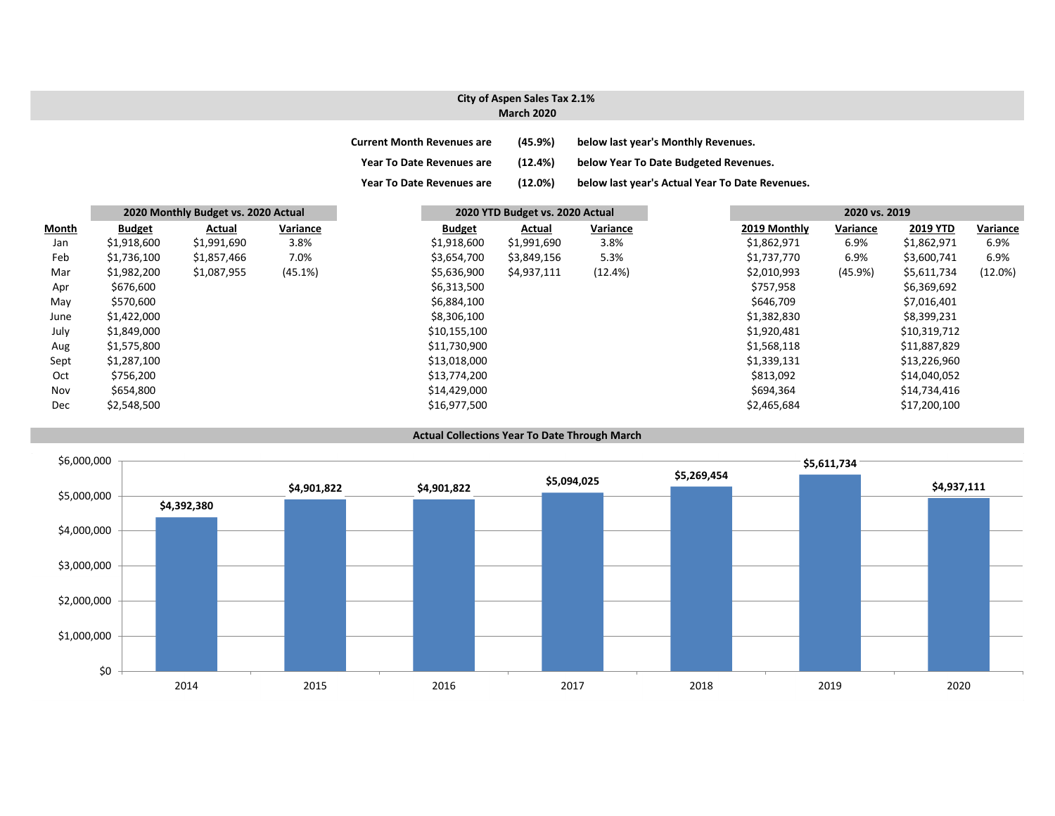## City of Aspen Sales Tax 2.1%
### March 2020

| | | |
|---|---|---|
| **Current Month Revenues are** | **(45.9%)** | **below last year's Monthly Revenues.** |
| **Year To Date Revenues are** | **(12.4%)** | **below Year To Date Budgeted Revenues.** |
| **Year To Date Revenues are** | **(12.0%)** | **below last year's Actual Year To Date Revenues.** |

| | **2020 Monthly Budget vs. 2020 Actual** | | | **2020 YTD Budget vs. 2020 Actual** | | | **2020 vs. 2019** | | | |
|---|---|---|---|---|---|---|---|---|---|---|
| **Month** | **Budget** | **Actual** | **Variance** | **Budget** | **Actual** | **Variance** | **2019 Monthly** | **Variance** | **2019 YTD** | **Variance** |
| Jan | $1,918,600 | $1,991,690 | 3.8% | $1,918,600 | $1,991,690 | 3.8% | $1,862,971 | 6.9% | $1,862,971 | 6.9% |
| Feb | $1,736,100 | $1,857,466 | 7.0% | $3,654,700 | $3,849,156 | 5.3% | $1,737,770 | 6.9% | $3,600,741 | 6.9% |
| Mar | $1,982,200 | $1,087,955 | (45.1%) | $5,636,900 | $4,937,111 | (12.4%) | $2,010,993 | (45.9%) | $5,611,734 | (12.0%) |
| Apr | $676,600 | | | $6,313,500 | | | $757,958 | | $6,369,692 | |
| May | $570,600 | | | $6,884,100 | | | $646,709 | | $7,016,401 | |
| June | $1,422,000 | | | $8,306,100 | | | $1,382,830 | | $8,399,231 | |
| July | $1,849,000 | | | $10,155,100 | | | $1,920,481 | | $10,319,712 | |
| Aug | $1,575,800 | | | $11,730,900 | | | $1,568,118 | | $11,887,829 | |
| Sept | $1,287,100 | | | $13,018,000 | | | $1,339,131 | | $13,226,960 | |
| Oct | $756,200 | | | $13,774,200 | | | $813,092 | | $14,040,052 | |
| Nov | $654,800 | | | $14,429,000 | | | $694,364 | | $14,734,416 | |
| Dec | $2,548,500 | | | $16,977,500 | | | $2,465,684 | | $17,200,100 | |

### Actual Collections Year To Date Through March

| Year | Collections |
|---|---|
| 2014 | $4,392,380 |
| 2015 | $4,901,822 |
| 2016 | $4,901,822 |
| 2017 | $5,094,025 |
| 2018 | $5,269,454 |
| 2019 | $5,611,734 |
| 2020 | $4,937,111 |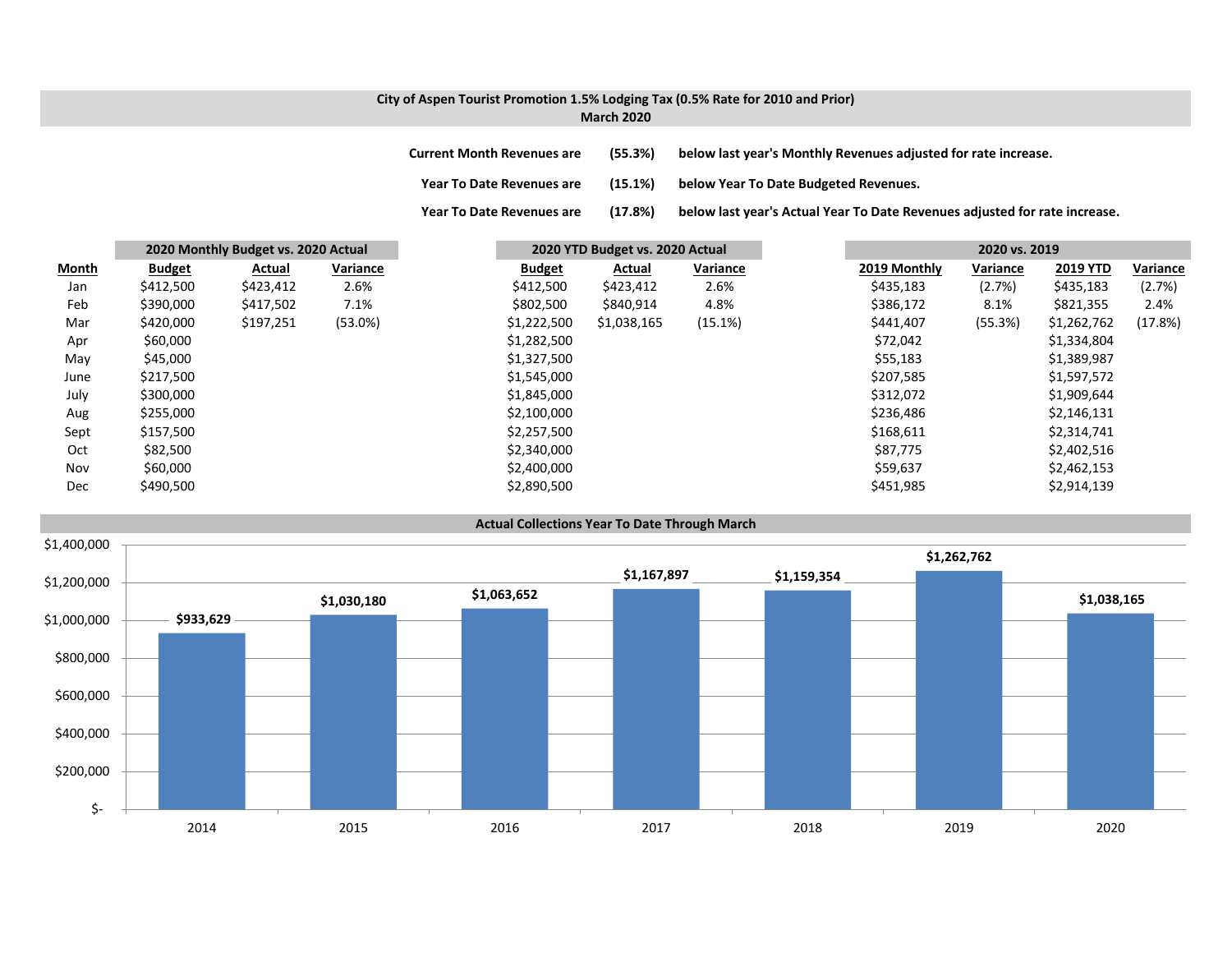## City of Aspen Tourist Promotion 1.5% Lodging Tax (0.5% Rate for 2010 and Prior)
### March 2020

**Current Month Revenues are (55.3%) below last year's Monthly Revenues adjusted for rate increase.**

**Year To Date Revenues are (15.1%) below Year To Date Budgeted Revenues.**

**Year To Date Revenues are (17.8%) below last year's Actual Year To Date Revenues adjusted for rate increase.**

| | 2020 Monthly Budget vs. 2020 Actual | | | 2020 YTD Budget vs. 2020 Actual | | | 2020 vs. 2019 | | | |
|---|---|---|---|---|---|---|---|---|---|---|
| **Month** | **Budget** | **Actual** | **Variance** | **Budget** | **Actual** | **Variance** | **2019 Monthly** | **Variance** | **2019 YTD** | **Variance** |
| Jan | $412,500 | $423,412 | 2.6% | $412,500 | $423,412 | 2.6% | $435,183 | (2.7%) | $435,183 | (2.7%) |
| Feb | $390,000 | $417,502 | 7.1% | $802,500 | $840,914 | 4.8% | $386,172 | 8.1% | $821,355 | 2.4% |
| Mar | $420,000 | $197,251 | (53.0%) | $1,222,500 | $1,038,165 | (15.1%) | $441,407 | (55.3%) | $1,262,762 | (17.8%) |
| Apr | $60,000 | | | $1,282,500 | | | $72,042 | | $1,334,804 | |
| May | $45,000 | | | $1,327,500 | | | $55,183 | | $1,389,987 | |
| June | $217,500 | | | $1,545,000 | | | $207,585 | | $1,597,572 | |
| July | $300,000 | | | $1,845,000 | | | $312,072 | | $1,909,644 | |
| Aug | $255,000 | | | $2,100,000 | | | $236,486 | | $2,146,131 | |
| Sept | $157,500 | | | $2,257,500 | | | $168,611 | | $2,314,741 | |
| Oct | $82,500 | | | $2,340,000 | | | $87,775 | | $2,402,516 | |
| Nov | $60,000 | | | $2,400,000 | | | $59,637 | | $2,462,153 | |
| Dec | $490,500 | | | $2,890,500 | | | $451,985 | | $2,914,139 | |

### Actual Collections Year To Date Through March

| Year | Amount |
|---|---|
| 2014 | $933,629 |
| 2015 | $1,030,180 |
| 2016 | $1,063,652 |
| 2017 | $1,167,897 |
| 2018 | $1,159,354 |
| 2019 | $1,262,762 |
| 2020 | $1,038,165 |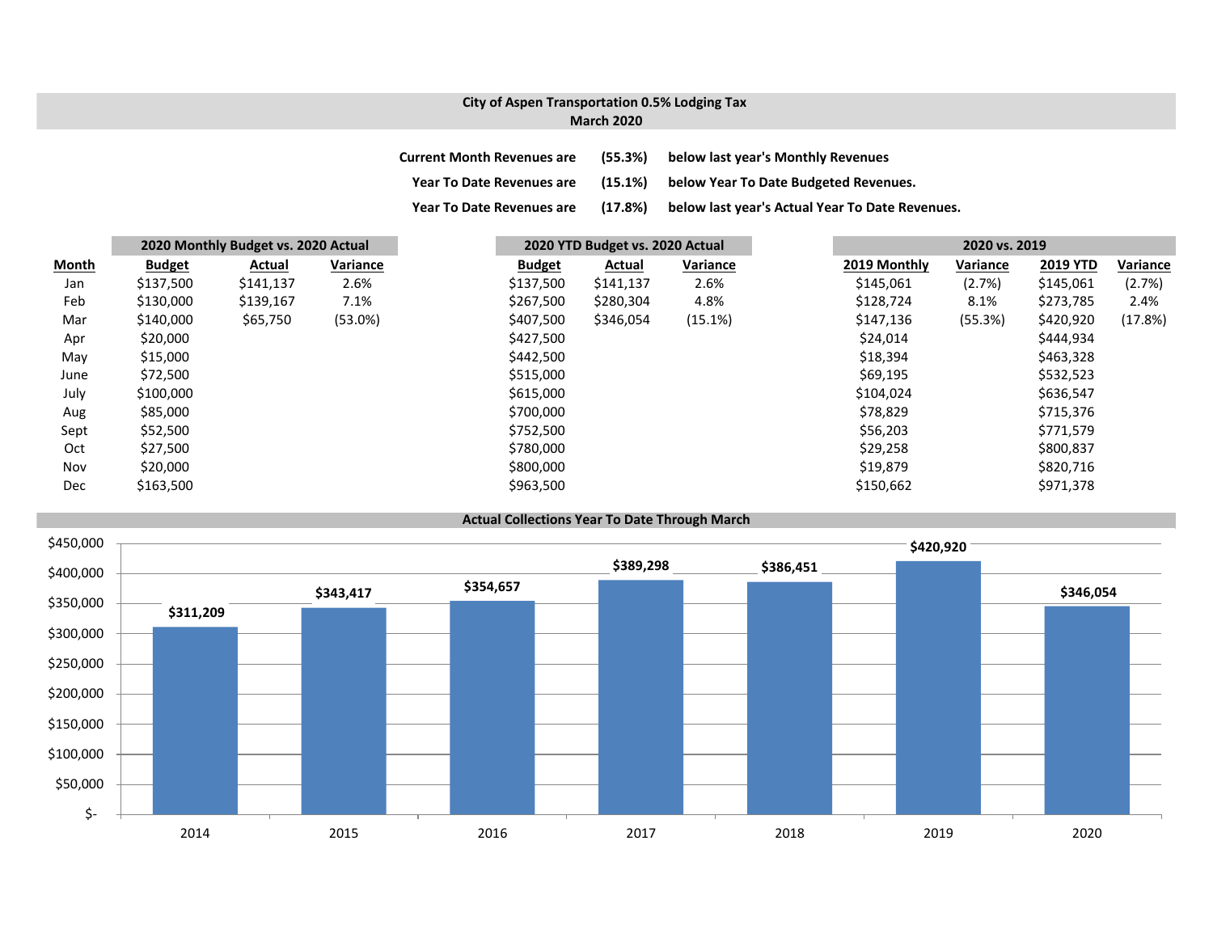## City of Aspen Transportation 0.5% Lodging Tax
### March 2020

| | | |
|---|---|---|
| Current Month Revenues are | (55.3%) | below last year's Monthly Revenues |
| Year To Date Revenues are | (15.1%) | below Year To Date Budgeted Revenues. |
| Year To Date Revenues are | (17.8%) | below last year's Actual Year To Date Revenues. |

| | 2020 Monthly Budget vs. 2020 Actual | | | 2020 YTD Budget vs. 2020 Actual | | | 2020 vs. 2019 | | | |
|---|---|---|---|---|---|---|---|---|---|---|
| **Month** | **Budget** | **Actual** | **Variance** | **Budget** | **Actual** | **Variance** | **2019 Monthly** | **Variance** | **2019 YTD** | **Variance** |
| Jan | $137,500 | $141,137 | 2.6% | $137,500 | $141,137 | 2.6% | $145,061 | (2.7%) | $145,061 | (2.7%) |
| Feb | $130,000 | $139,167 | 7.1% | $267,500 | $280,304 | 4.8% | $128,724 | 8.1% | $273,785 | 2.4% |
| Mar | $140,000 | $65,750 | (53.0%) | $407,500 | $346,054 | (15.1%) | $147,136 | (55.3%) | $420,920 | (17.8%) |
| Apr | $20,000 | | | $427,500 | | | $24,014 | | $444,934 | |
| May | $15,000 | | | $442,500 | | | $18,394 | | $463,328 | |
| June | $72,500 | | | $515,000 | | | $69,195 | | $532,523 | |
| July | $100,000 | | | $615,000 | | | $104,024 | | $636,547 | |
| Aug | $85,000 | | | $700,000 | | | $78,829 | | $715,376 | |
| Sept | $52,500 | | | $752,500 | | | $56,203 | | $771,579 | |
| Oct | $27,500 | | | $780,000 | | | $29,258 | | $800,837 | |
| Nov | $20,000 | | | $800,000 | | | $19,879 | | $820,716 | |
| Dec | $163,500 | | | $963,500 | | | $150,662 | | $971,378 | |

### Actual Collections Year To Date Through March

| Year | Amount |
|---|---|
| 2014 | $311,209 |
| 2015 | $343,417 |
| 2016 | $354,657 |
| 2017 | $389,298 |
| 2018 | $386,451 |
| 2019 | $420,920 |
| 2020 | $346,054 |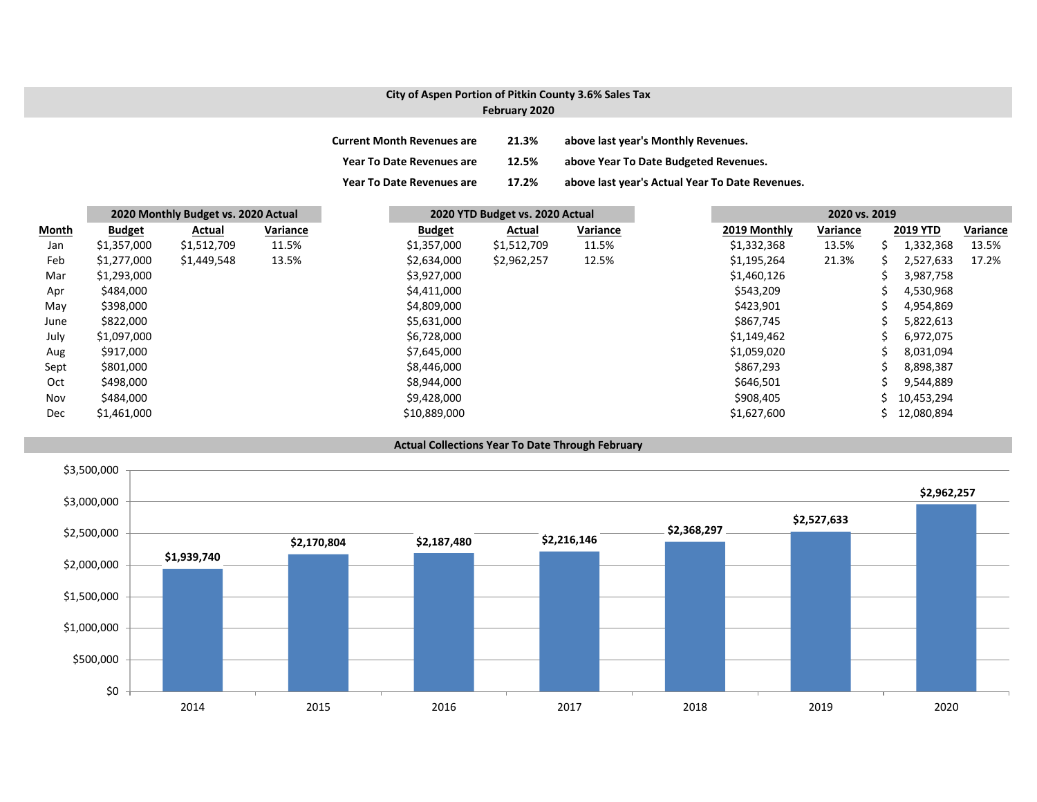## City of Aspen Portion of Pitkin County 3.6% Sales Tax
### February 2020

| | | |
|---|---|---|
| **Current Month Revenues are** | **21.3%** | **above last year's Monthly Revenues.** |
| **Year To Date Revenues are** | **12.5%** | **above Year To Date Budgeted Revenues.** |
| **Year To Date Revenues are** | **17.2%** | **above last year's Actual Year To Date Revenues.** |

| | 2020 Monthly Budget vs. 2020 Actual | | | 2020 YTD Budget vs. 2020 Actual | | | 2020 vs. 2019 | | | |
|---|---|---|---|---|---|---|---|---|---|---|
| **Month** | **Budget** | **Actual** | **Variance** | **Budget** | **Actual** | **Variance** | **2019 Monthly** | **Variance** | **2019 YTD** | **Variance** |
| Jan | $1,357,000 | $1,512,709 | 11.5% | $1,357,000 | $1,512,709 | 11.5% | $1,332,368 | 13.5% | $ 1,332,368 | 13.5% |
| Feb | $1,277,000 | $1,449,548 | 13.5% | $2,634,000 | $2,962,257 | 12.5% | $1,195,264 | 21.3% | $ 2,527,633 | 17.2% |
| Mar | $1,293,000 | | | $3,927,000 | | | $1,460,126 | | $ 3,987,758 | |
| Apr | $484,000 | | | $4,411,000 | | | $543,209 | | $ 4,530,968 | |
| May | $398,000 | | | $4,809,000 | | | $423,901 | | $ 4,954,869 | |
| June | $822,000 | | | $5,631,000 | | | $867,745 | | $ 5,822,613 | |
| July | $1,097,000 | | | $6,728,000 | | | $1,149,462 | | $ 6,972,075 | |
| Aug | $917,000 | | | $7,645,000 | | | $1,059,020 | | $ 8,031,094 | |
| Sept | $801,000 | | | $8,446,000 | | | $867,293 | | $ 8,898,387 | |
| Oct | $498,000 | | | $8,944,000 | | | $646,501 | | $ 9,544,889 | |
| Nov | $484,000 | | | $9,428,000 | | | $908,405 | | $ 10,453,294 | |
| Dec | $1,461,000 | | | $10,889,000 | | | $1,627,600 | | $ 12,080,894 | |

### Actual Collections Year To Date Through February

| Year | Amount |
|---|---|
| 2014 | $1,939,740 |
| 2015 | $2,170,804 |
| 2016 | $2,187,480 |
| 2017 | $2,216,146 |
| 2018 | $2,368,297 |
| 2019 | $2,527,633 |
| 2020 | $2,962,257 |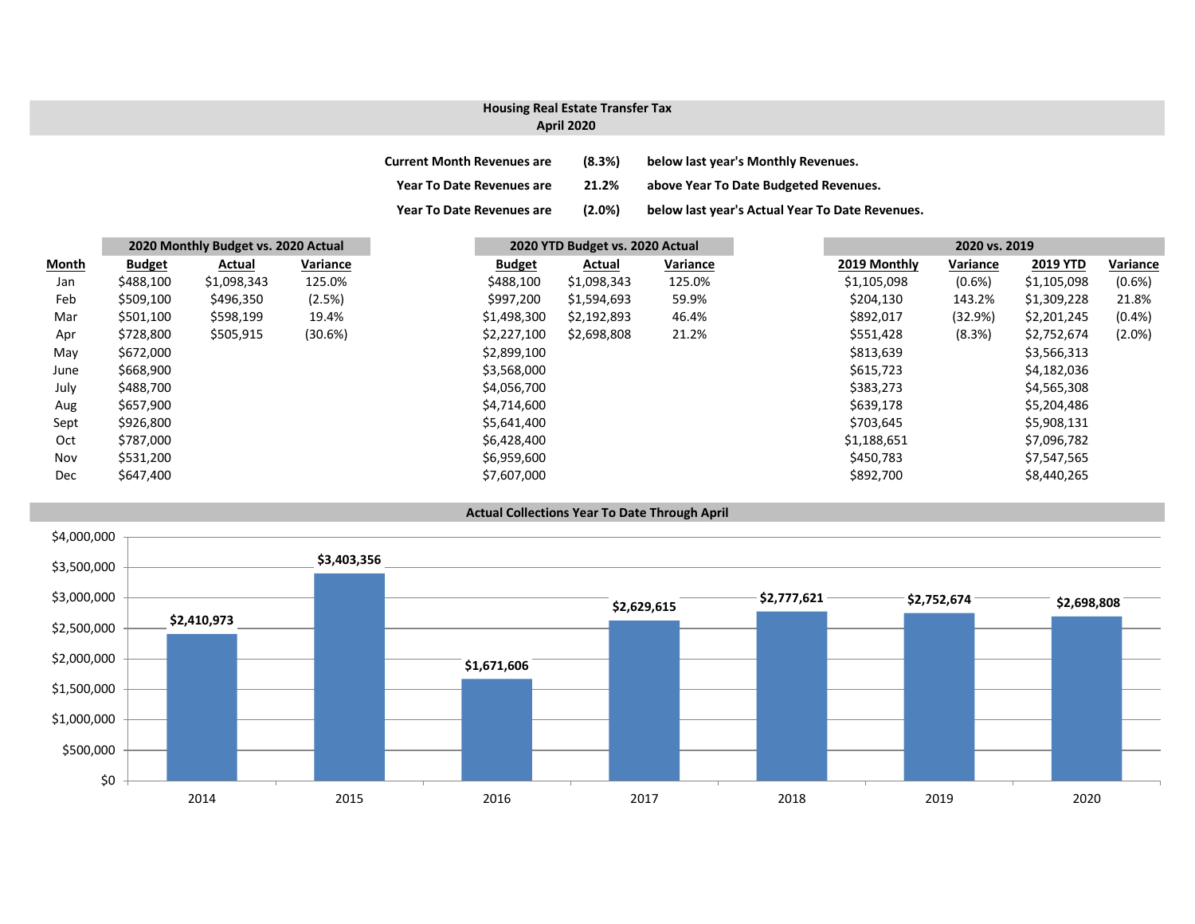# Housing Real Estate Transfer Tax
## April 2020

**Current Month Revenues are (8.3%) below last year's Monthly Revenues.**

**Year To Date Revenues are 21.2% above Year To Date Budgeted Revenues.**

**Year To Date Revenues are (2.0%) below last year's Actual Year To Date Revenues.**

| | 2020 Monthly Budget vs. 2020 Actual | | | 2020 YTD Budget vs. 2020 Actual | | | 2020 vs. 2019 | | | |
|---|---|---|---|---|---|---|---|---|---|---|
| Month | Budget | Actual | Variance | Budget | Actual | Variance | 2019 Monthly | Variance | 2019 YTD | Variance |
| Jan | $488,100 | $1,098,343 | 125.0% | $488,100 | $1,098,343 | 125.0% | $1,105,098 | (0.6%) | $1,105,098 | (0.6%) |
| Feb | $509,100 | $496,350 | (2.5%) | $997,200 | $1,594,693 | 59.9% | $204,130 | 143.2% | $1,309,228 | 21.8% |
| Mar | $501,100 | $598,199 | 19.4% | $1,498,300 | $2,192,893 | 46.4% | $892,017 | (32.9%) | $2,201,245 | (0.4%) |
| Apr | $728,800 | $505,915 | (30.6%) | $2,227,100 | $2,698,808 | 21.2% | $551,428 | (8.3%) | $2,752,674 | (2.0%) |
| May | $672,000 | | | $2,899,100 | | | $813,639 | | $3,566,313 | |
| June | $668,900 | | | $3,568,000 | | | $615,723 | | $4,182,036 | |
| July | $488,700 | | | $4,056,700 | | | $383,273 | | $4,565,308 | |
| Aug | $657,900 | | | $4,714,600 | | | $639,178 | | $5,204,486 | |
| Sept | $926,800 | | | $5,641,400 | | | $703,645 | | $5,908,131 | |
| Oct | $787,000 | | | $6,428,400 | | | $1,188,651 | | $7,096,782 | |
| Nov | $531,200 | | | $6,959,600 | | | $450,783 | | $7,547,565 | |
| Dec | $647,400 | | | $7,607,000 | | | $892,700 | | $8,440,265 | |

## Actual Collections Year To Date Through April

| Year | Amount |
|---|---|
| 2014 | $2,410,973 |
| 2015 | $3,403,356 |
| 2016 | $1,671,606 |
| 2017 | $2,629,615 |
| 2018 | $2,777,621 |
| 2019 | $2,752,674 |
| 2020 | $2,698,808 |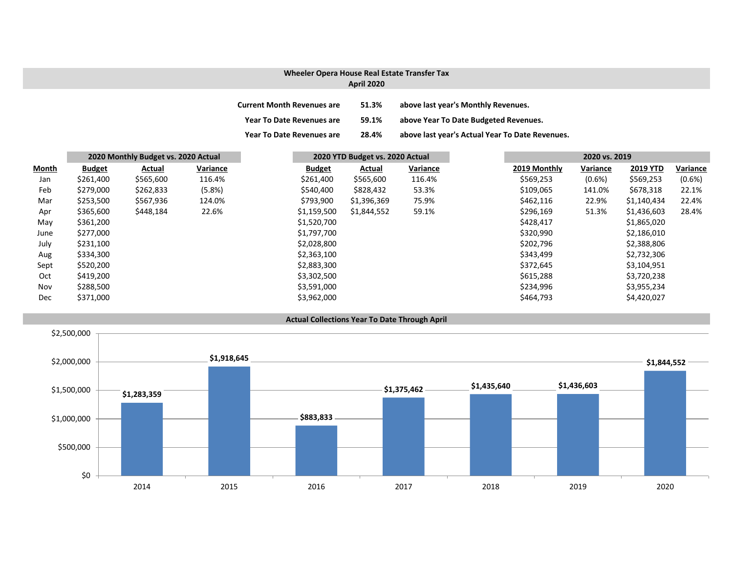# Wheeler Opera House Real Estate Transfer Tax
## April 2020

| | | |
|---|---|---|
| Current Month Revenues are | 51.3% | above last year's Monthly Revenues. |
| Year To Date Revenues are | 59.1% | above Year To Date Budgeted Revenues. |
| Year To Date Revenues are | 28.4% | above last year's Actual Year To Date Revenues. |

| | 2020 Monthly Budget vs. 2020 Actual | | | 2020 YTD Budget vs. 2020 Actual | | | 2020 vs. 2019 | | | |
|---|---|---|---|---|---|---|---|---|---|---|
| **Month** | **Budget** | **Actual** | **Variance** | **Budget** | **Actual** | **Variance** | **2019 Monthly** | **Variance** | **2019 YTD** | **Variance** |
| Jan | $261,400 | $565,600 | 116.4% | $261,400 | $565,600 | 116.4% | $569,253 | (0.6%) | $569,253 | (0.6%) |
| Feb | $279,000 | $262,833 | (5.8%) | $540,400 | $828,432 | 53.3% | $109,065 | 141.0% | $678,318 | 22.1% |
| Mar | $253,500 | $567,936 | 124.0% | $793,900 | $1,396,369 | 75.9% | $462,116 | 22.9% | $1,140,434 | 22.4% |
| Apr | $365,600 | $448,184 | 22.6% | $1,159,500 | $1,844,552 | 59.1% | $296,169 | 51.3% | $1,436,603 | 28.4% |
| May | $361,200 | | | $1,520,700 | | | $428,417 | | $1,865,020 | |
| June | $277,000 | | | $1,797,700 | | | $320,990 | | $2,186,010 | |
| July | $231,100 | | | $2,028,800 | | | $202,796 | | $2,388,806 | |
| Aug | $334,300 | | | $2,363,100 | | | $343,499 | | $2,732,306 | |
| Sept | $520,200 | | | $2,883,300 | | | $372,645 | | $3,104,951 | |
| Oct | $419,200 | | | $3,302,500 | | | $615,288 | | $3,720,238 | |
| Nov | $288,500 | | | $3,591,000 | | | $234,996 | | $3,955,234 | |
| Dec | $371,000 | | | $3,962,000 | | | $464,793 | | $4,420,027 | |

**Actual Collections Year To Date Through April**

$2,500,000
$2,000,000
$1,500,000
$1,000,000
$500,000
$0

2014: $1,283,359
2015: $1,918,645
2016: $883,833
2017: $1,375,462
2018: $1,435,640
2019: $1,436,603
2020: $1,844,552